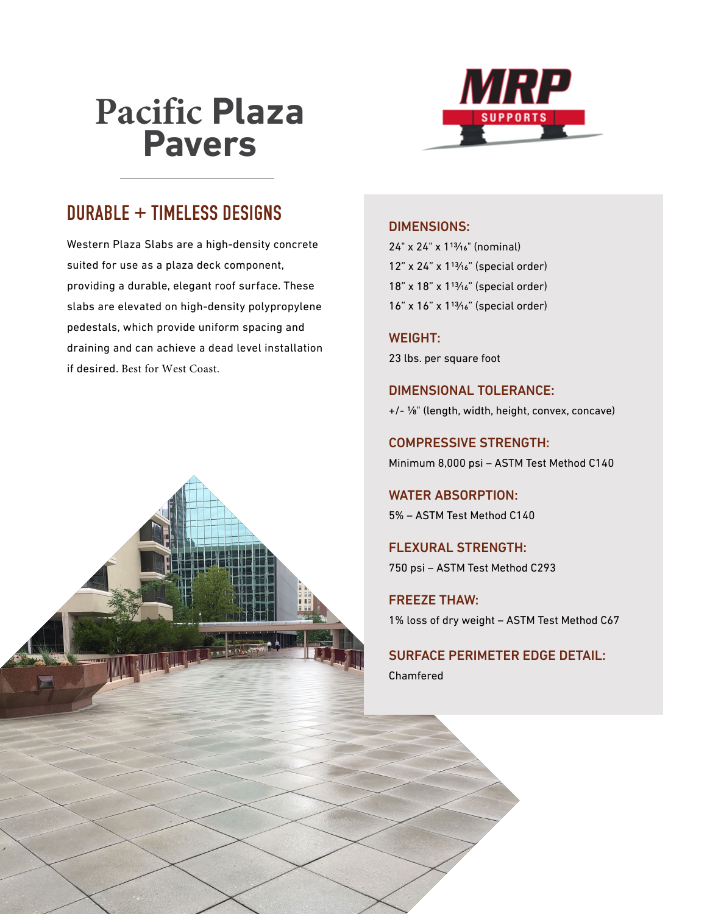# Pacific Plaza Pavers

MRP SUPPORTS

## DURABLE + TIMELESS DESIGNS

Western Plaza Slabs are a high-density concrete suited for use as a plaza deck component, providing a durable, elegant roof surface. These slabs are elevated on high-density polypropylene pedestals, which provide uniform spacing and draining and can achieve a dead level installation if desired. Best for West Coast.

### DIMENSIONS:

24" x 24" x 1¹³⁄₁₆" (nominal)
12" x 24" x 1¹³⁄₁₆" (special order)
18" x 18" x 1¹³⁄₁₆" (special order)
16" x 16" x 1¹³⁄₁₆" (special order)

### WEIGHT:

23 lbs. per square foot

### DIMENSIONAL TOLERANCE:

+/- ⅛" (length, width, height, convex, concave)

### COMPRESSIVE STRENGTH:

Minimum 8,000 psi – ASTM Test Method C140

### WATER ABSORPTION:

5% – ASTM Test Method C140

### FLEXURAL STRENGTH:

750 psi – ASTM Test Method C293

### FREEZE THAW:

1% loss of dry weight – ASTM Test Method C67

### SURFACE PERIMETER EDGE DETAIL:

Chamfered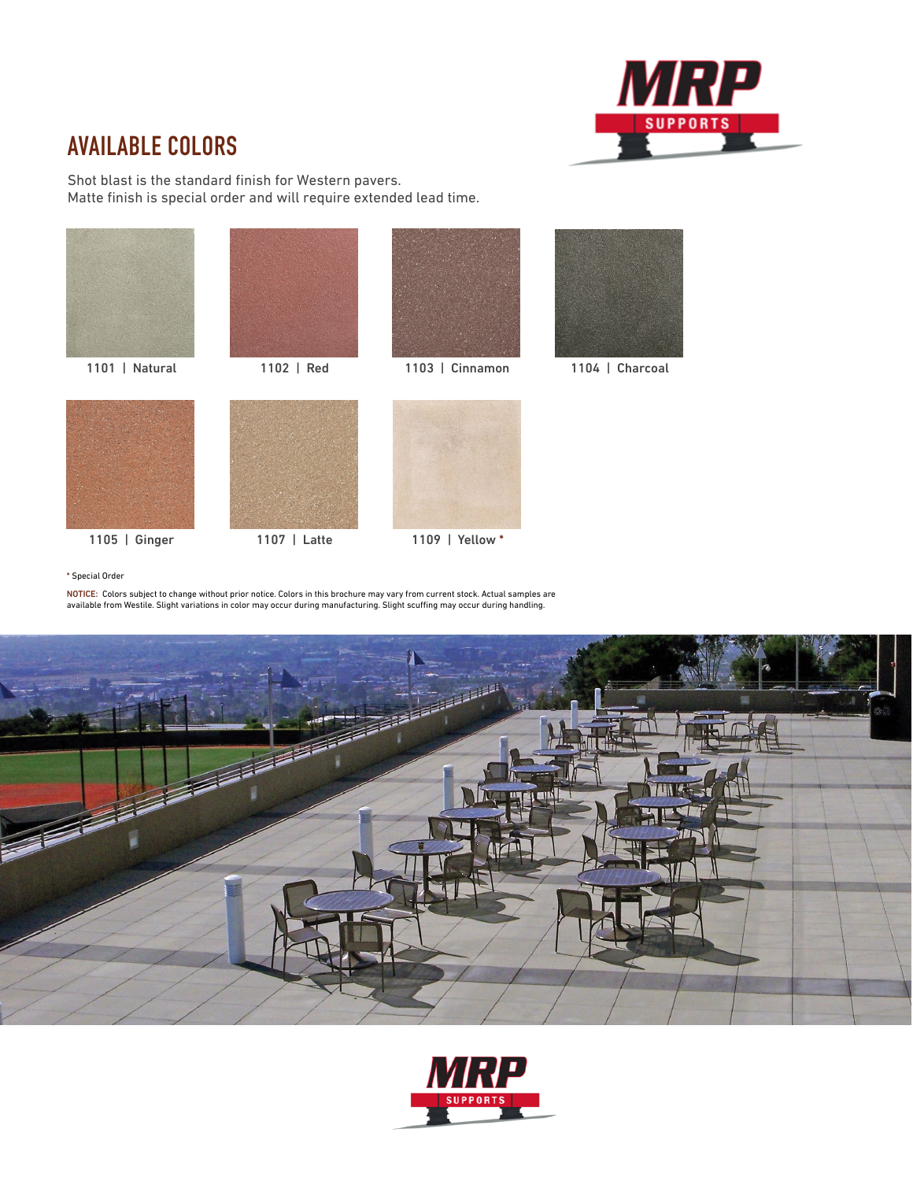## AVAILABLE COLORS

Shot blast is the standard finish for Western pavers.
Matte finish is special order and will require extended lead time.

1101 | Natural

1102 | Red

1103 | Cinnamon

1104 | Charcoal

1105 | Ginger

1107 | Latte

1109 | Yellow *

* Special Order

**NOTICE:** Colors subject to change without prior notice. Colors in this brochure may vary from current stock. Actual samples are available from Westile. Slight variations in color may occur during manufacturing. Slight scuffing may occur during handling.